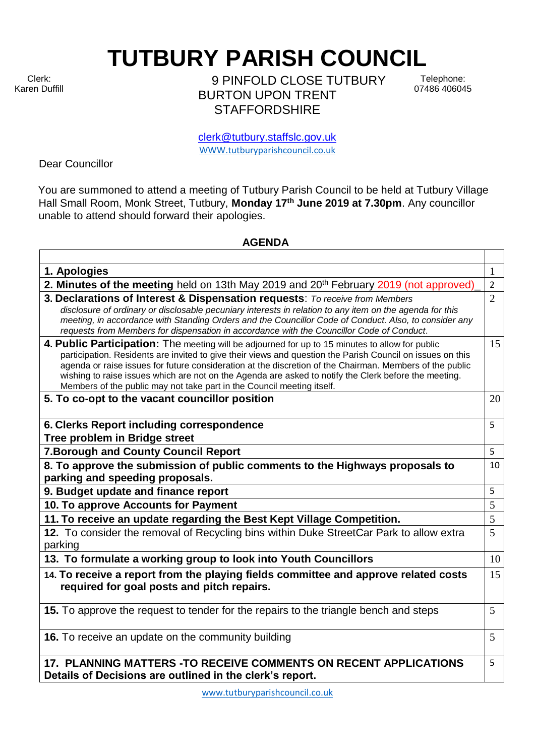# TUTBURY PARISH COUNCIL

Clerk:
Karen Duffill

9 PINFOLD CLOSE TUTBURY
BURTON UPON TRENT
STAFFORDSHIRE

Telephone:
07486 406045

clerk@tutbury.staffslc.gov.uk
WWW.tutburyparishcouncil.co.uk

Dear Councillor

You are summoned to attend a meeting of Tutbury Parish Council to be held at Tutbury Village Hall Small Room, Monk Street, Tutbury, **Monday 17th June 2019 at 7.30pm**. Any councillor unable to attend should forward their apologies.

**AGENDA**

| | |
|---|---|
| **1. Apologies** | 1 |
| **2. Minutes of the meeting** held on 13th May 2019 and 20th February 2019 (not approved)_ | 2 |
| **3. Declarations of Interest & Dispensation requests**: *To receive from Members disclosure of ordinary or disclosable pecuniary interests in relation to any item on the agenda for this meeting, in accordance with Standing Orders and the Councillor Code of Conduct. Also, to consider any requests from Members for dispensation in accordance with the Councillor Code of Conduct.* | 2 |
| **4. Public Participation:** The meeting will be adjourned for up to 15 minutes to allow for public participation. Residents are invited to give their views and question the Parish Council on issues on this agenda or raise issues for future consideration at the discretion of the Chairman. Members of the public wishing to raise issues which are not on the Agenda are asked to notify the Clerk before the meeting. Members of the public may not take part in the Council meeting itself. | 15 |
| **5. To co-opt to the vacant councillor position** | 20 |
| **6. Clerks Report including correspondence**<br>**Tree problem in Bridge street** | 5 |
| **7.Borough and County Council Report** | 5 |
| **8. To approve the submission of public comments to the Highways proposals to parking and speeding proposals.** | 10 |
| **9. Budget update and finance report** | 5 |
| **10. To approve Accounts for Payment** | 5 |
| **11. To receive an update regarding the Best Kept Village Competition.** | 5 |
| **12.** To consider the removal of Recycling bins within Duke StreetCar Park to allow extra parking | 5 |
| **13. To formulate a working group to look into Youth Councillors** | 10 |
| **14. To receive a report from the playing fields committee and approve related costs required for goal posts and pitch repairs.** | 15 |
| **15.** To approve the request to tender for the repairs to the triangle bench and steps | 5 |
| **16.** To receive an update on the community building | 5 |
| **17. PLANNING MATTERS -TO RECEIVE COMMENTS ON RECENT APPLICATIONS Details of Decisions are outlined in the clerk's report.** | 5 |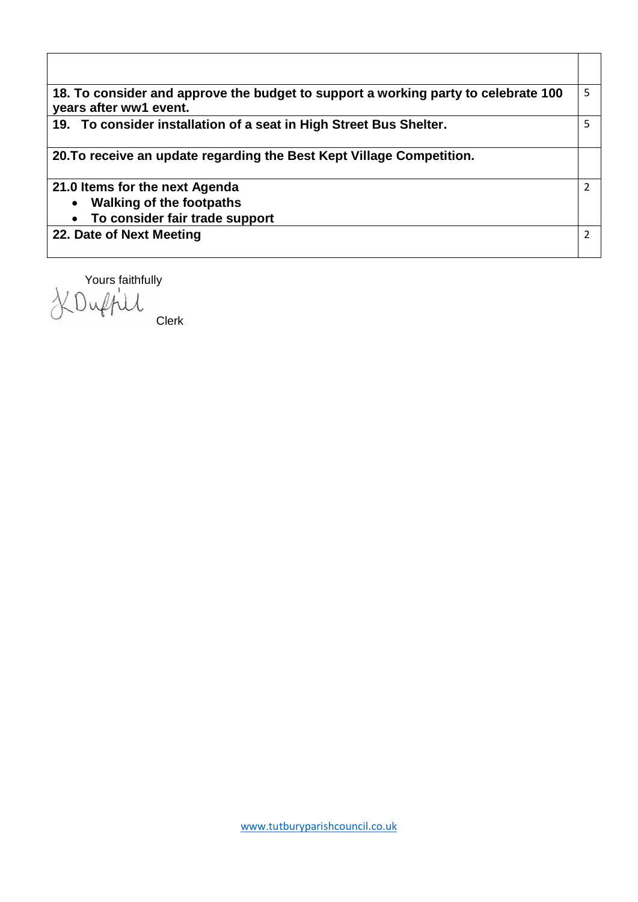| | |
|---|---|
| | |
| **18. To consider and approve the budget to support a working party to celebrate 100 years after ww1 event.** | 5 |
| **19. To consider installation of a seat in High Street Bus Shelter.** | 5 |
| **20.To receive an update regarding the Best Kept Village Competition.** | |
| **21.0 Items for the next Agenda**<br>• **Walking of the footpaths**<br>• **To consider fair trade support** | 2 |
| **22. Date of Next Meeting** | 2 |

Yours faithfully

K Duffill

Clerk

www.tutburyparishcouncil.co.uk